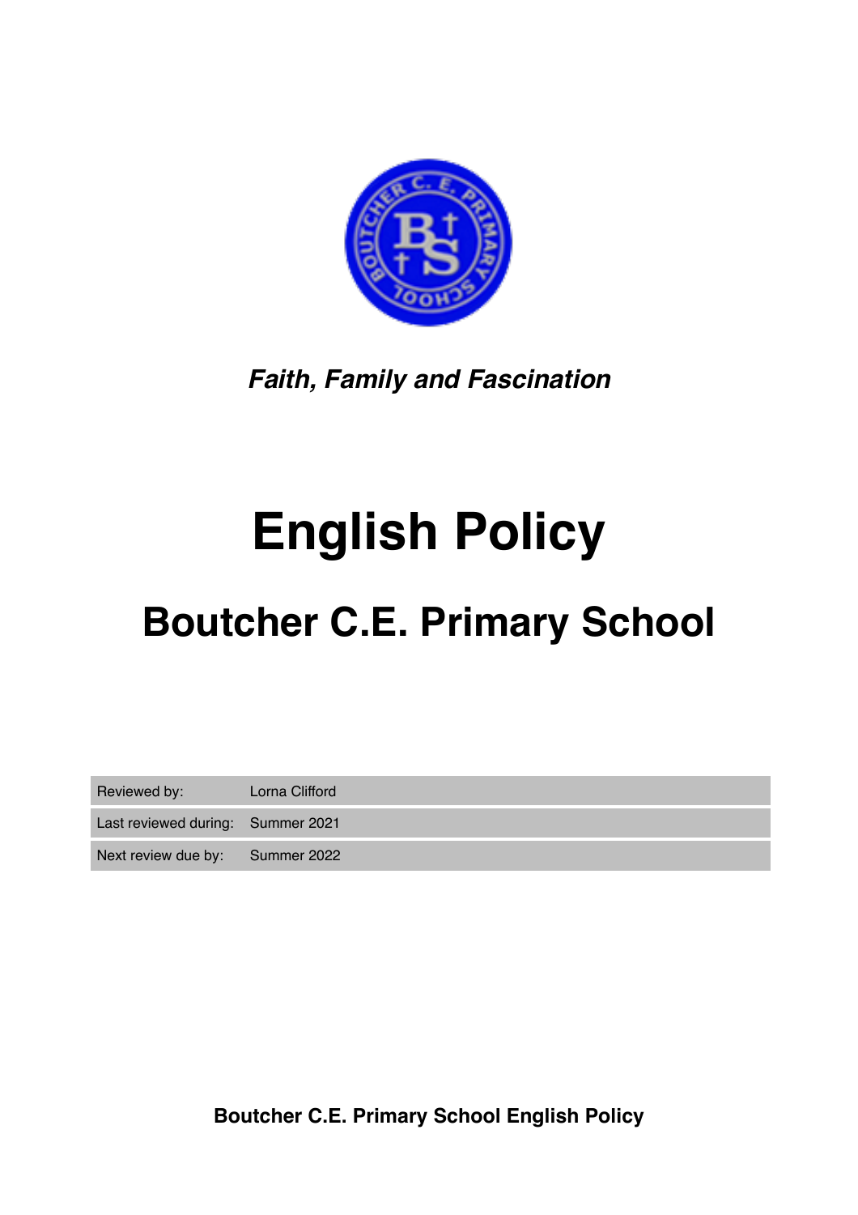*Faith, Family and Fascination*

# English Policy

## Boutcher C.E. Primary School

| Reviewed by: | Lorna Clifford |
|---|---|
| Last reviewed during: | Summer 2021 |
| Next review due by: | Summer 2022 |

**Boutcher C.E. Primary School English Policy**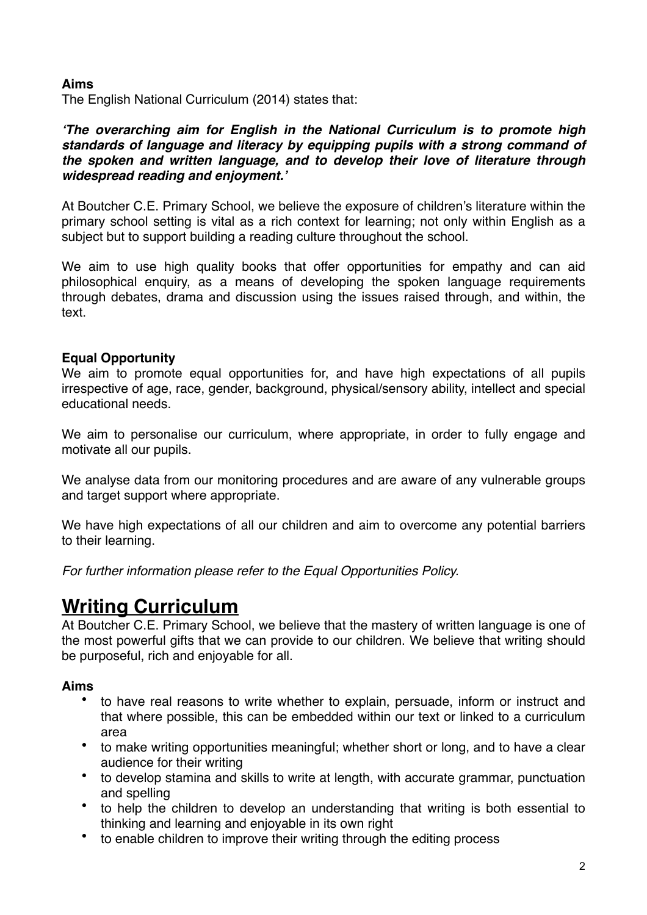**Aims**

The English National Curriculum (2014) states that:

***'The overarching aim for English in the National Curriculum is to promote high standards of language and literacy by equipping pupils with a strong command of the spoken and written language, and to develop their love of literature through widespread reading and enjoyment.'***

At Boutcher C.E. Primary School, we believe the exposure of children's literature within the primary school setting is vital as a rich context for learning; not only within English as a subject but to support building a reading culture throughout the school.

We aim to use high quality books that offer opportunities for empathy and can aid philosophical enquiry, as a means of developing the spoken language requirements through debates, drama and discussion using the issues raised through, and within, the text.

**Equal Opportunity**

We aim to promote equal opportunities for, and have high expectations of all pupils irrespective of age, race, gender, background, physical/sensory ability, intellect and special educational needs.

We aim to personalise our curriculum, where appropriate, in order to fully engage and motivate all our pupils.

We analyse data from our monitoring procedures and are aware of any vulnerable groups and target support where appropriate.

We have high expectations of all our children and aim to overcome any potential barriers to their learning.

*For further information please refer to the Equal Opportunities Policy.*

# Writing Curriculum

At Boutcher C.E. Primary School, we believe that the mastery of written language is one of the most powerful gifts that we can provide to our children. We believe that writing should be purposeful, rich and enjoyable for all.

**Aims**

- to have real reasons to write whether to explain, persuade, inform or instruct and that where possible, this can be embedded within our text or linked to a curriculum area
- to make writing opportunities meaningful; whether short or long, and to have a clear audience for their writing
- to develop stamina and skills to write at length, with accurate grammar, punctuation and spelling
- to help the children to develop an understanding that writing is both essential to thinking and learning and enjoyable in its own right
- to enable children to improve their writing through the editing process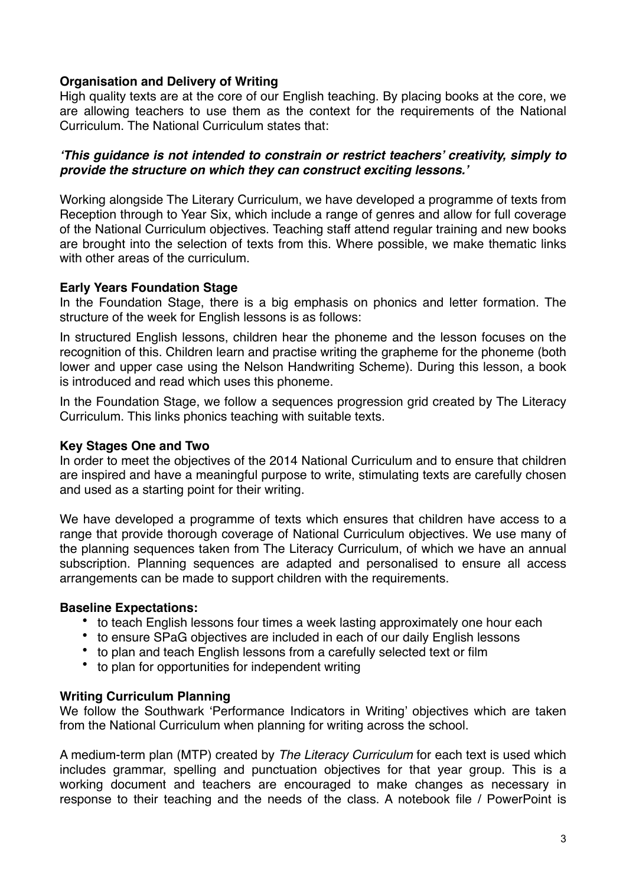**Organisation and Delivery of Writing**

High quality texts are at the core of our English teaching. By placing books at the core, we are allowing teachers to use them as the context for the requirements of the National Curriculum. The National Curriculum states that:

***'This guidance is not intended to constrain or restrict teachers' creativity, simply to provide the structure on which they can construct exciting lessons.'***

Working alongside The Literary Curriculum, we have developed a programme of texts from Reception through to Year Six, which include a range of genres and allow for full coverage of the National Curriculum objectives. Teaching staff attend regular training and new books are brought into the selection of texts from this. Where possible, we make thematic links with other areas of the curriculum.

**Early Years Foundation Stage**

In the Foundation Stage, there is a big emphasis on phonics and letter formation. The structure of the week for English lessons is as follows:

In structured English lessons, children hear the phoneme and the lesson focuses on the recognition of this. Children learn and practise writing the grapheme for the phoneme (both lower and upper case using the Nelson Handwriting Scheme). During this lesson, a book is introduced and read which uses this phoneme.

In the Foundation Stage, we follow a sequences progression grid created by The Literacy Curriculum. This links phonics teaching with suitable texts.

**Key Stages One and Two**

In order to meet the objectives of the 2014 National Curriculum and to ensure that children are inspired and have a meaningful purpose to write, stimulating texts are carefully chosen and used as a starting point for their writing.

We have developed a programme of texts which ensures that children have access to a range that provide thorough coverage of National Curriculum objectives. We use many of the planning sequences taken from The Literacy Curriculum, of which we have an annual subscription. Planning sequences are adapted and personalised to ensure all access arrangements can be made to support children with the requirements.

**Baseline Expectations:**

- to teach English lessons four times a week lasting approximately one hour each
- to ensure SPaG objectives are included in each of our daily English lessons
- to plan and teach English lessons from a carefully selected text or film
- to plan for opportunities for independent writing

**Writing Curriculum Planning**

We follow the Southwark 'Performance Indicators in Writing' objectives which are taken from the National Curriculum when planning for writing across the school.

A medium-term plan (MTP) created by *The Literacy Curriculum* for each text is used which includes grammar, spelling and punctuation objectives for that year group. This is a working document and teachers are encouraged to make changes as necessary in response to their teaching and the needs of the class. A notebook file / PowerPoint is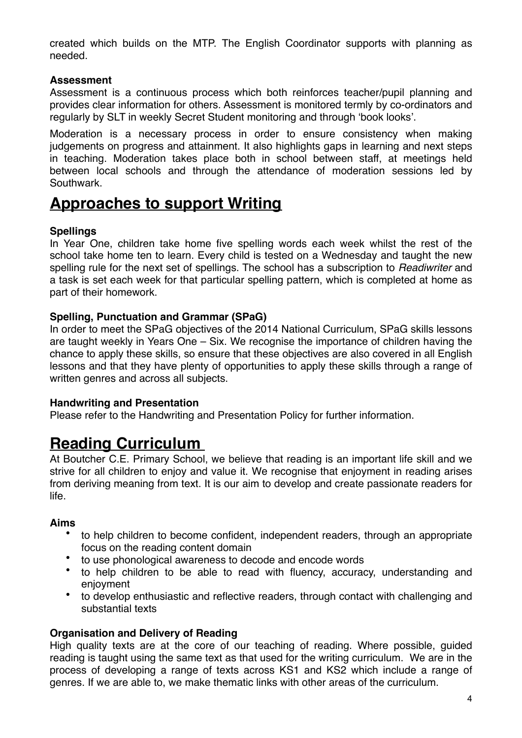created which builds on the MTP. The English Coordinator supports with planning as needed.

### Assessment

Assessment is a continuous process which both reinforces teacher/pupil planning and provides clear information for others. Assessment is monitored termly by co-ordinators and regularly by SLT in weekly Secret Student monitoring and through 'book looks'.

Moderation is a necessary process in order to ensure consistency when making judgements on progress and attainment. It also highlights gaps in learning and next steps in teaching. Moderation takes place both in school between staff, at meetings held between local schools and through the attendance of moderation sessions led by Southwark.

## Approaches to support Writing

### Spellings

In Year One, children take home five spelling words each week whilst the rest of the school take home ten to learn. Every child is tested on a Wednesday and taught the new spelling rule for the next set of spellings. The school has a subscription to *Readiwriter* and a task is set each week for that particular spelling pattern, which is completed at home as part of their homework.

### Spelling, Punctuation and Grammar (SPaG)

In order to meet the SPaG objectives of the 2014 National Curriculum, SPaG skills lessons are taught weekly in Years One – Six. We recognise the importance of children having the chance to apply these skills, so ensure that these objectives are also covered in all English lessons and that they have plenty of opportunities to apply these skills through a range of written genres and across all subjects.

### Handwriting and Presentation

Please refer to the Handwriting and Presentation Policy for further information.

## Reading Curriculum

At Boutcher C.E. Primary School, we believe that reading is an important life skill and we strive for all children to enjoy and value it. We recognise that enjoyment in reading arises from deriving meaning from text. It is our aim to develop and create passionate readers for life.

### Aims

- to help children to become confident, independent readers, through an appropriate focus on the reading content domain
- to use phonological awareness to decode and encode words
- to help children to be able to read with fluency, accuracy, understanding and enjoyment
- to develop enthusiastic and reflective readers, through contact with challenging and substantial texts

### Organisation and Delivery of Reading

High quality texts are at the core of our teaching of reading. Where possible, guided reading is taught using the same text as that used for the writing curriculum. We are in the process of developing a range of texts across KS1 and KS2 which include a range of genres. If we are able to, we make thematic links with other areas of the curriculum.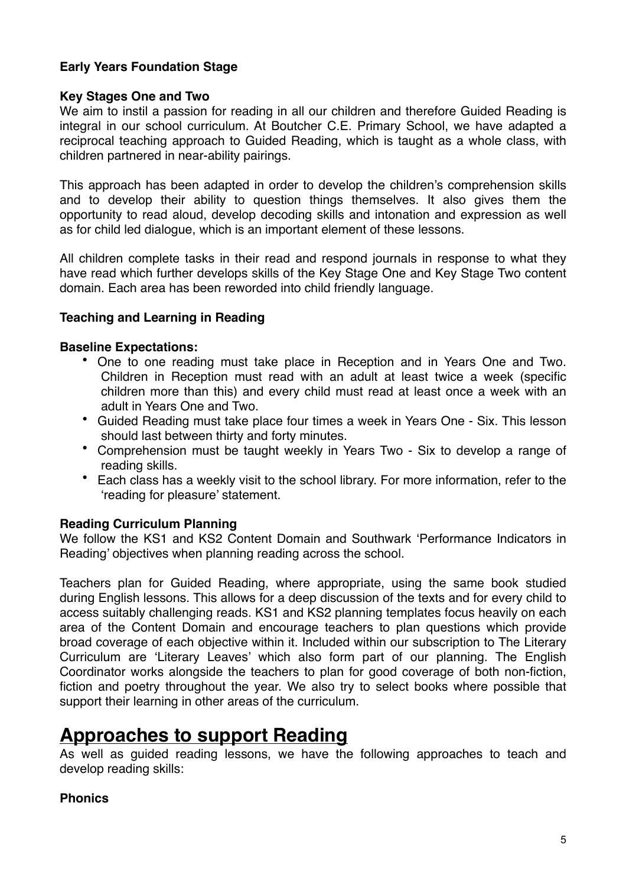**Early Years Foundation Stage**

**Key Stages One and Two**

We aim to instil a passion for reading in all our children and therefore Guided Reading is integral in our school curriculum. At Boutcher C.E. Primary School, we have adapted a reciprocal teaching approach to Guided Reading, which is taught as a whole class, with children partnered in near-ability pairings.

This approach has been adapted in order to develop the children's comprehension skills and to develop their ability to question things themselves. It also gives them the opportunity to read aloud, develop decoding skills and intonation and expression as well as for child led dialogue, which is an important element of these lessons.

All children complete tasks in their read and respond journals in response to what they have read which further develops skills of the Key Stage One and Key Stage Two content domain. Each area has been reworded into child friendly language.

**Teaching and Learning in Reading**

**Baseline Expectations:**

- One to one reading must take place in Reception and in Years One and Two. Children in Reception must read with an adult at least twice a week (specific children more than this) and every child must read at least once a week with an adult in Years One and Two.
- Guided Reading must take place four times a week in Years One - Six. This lesson should last between thirty and forty minutes.
- Comprehension must be taught weekly in Years Two - Six to develop a range of reading skills.
- Each class has a weekly visit to the school library. For more information, refer to the 'reading for pleasure' statement.

**Reading Curriculum Planning**

We follow the KS1 and KS2 Content Domain and Southwark 'Performance Indicators in Reading' objectives when planning reading across the school.

Teachers plan for Guided Reading, where appropriate, using the same book studied during English lessons. This allows for a deep discussion of the texts and for every child to access suitably challenging reads. KS1 and KS2 planning templates focus heavily on each area of the Content Domain and encourage teachers to plan questions which provide broad coverage of each objective within it. Included within our subscription to The Literary Curriculum are 'Literary Leaves' which also form part of our planning. The English Coordinator works alongside the teachers to plan for good coverage of both non-fiction, fiction and poetry throughout the year. We also try to select books where possible that support their learning in other areas of the curriculum.

# Approaches to support Reading

As well as guided reading lessons, we have the following approaches to teach and develop reading skills:

**Phonics**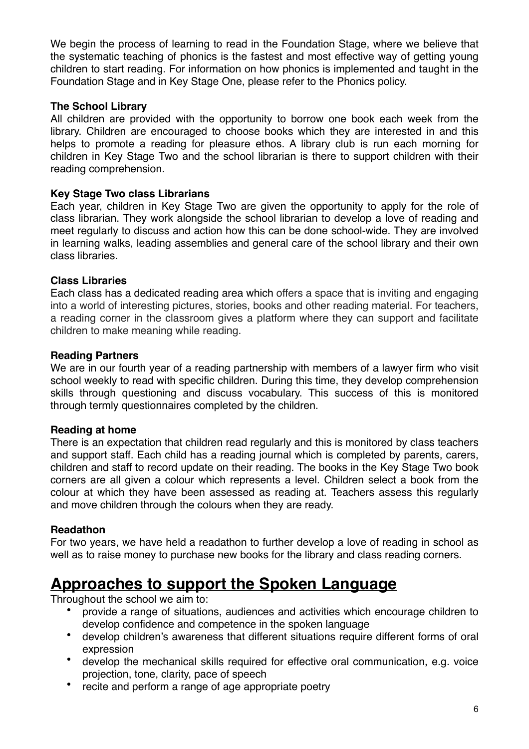We begin the process of learning to read in the Foundation Stage, where we believe that the systematic teaching of phonics is the fastest and most effective way of getting young children to start reading. For information on how phonics is implemented and taught in the Foundation Stage and in Key Stage One, please refer to the Phonics policy.

**The School Library**

All children are provided with the opportunity to borrow one book each week from the library. Children are encouraged to choose books which they are interested in and this helps to promote a reading for pleasure ethos. A library club is run each morning for children in Key Stage Two and the school librarian is there to support children with their reading comprehension.

**Key Stage Two class Librarians**

Each year, children in Key Stage Two are given the opportunity to apply for the role of class librarian. They work alongside the school librarian to develop a love of reading and meet regularly to discuss and action how this can be done school-wide. They are involved in learning walks, leading assemblies and general care of the school library and their own class libraries.

**Class Libraries**

Each class has a dedicated reading area which offers a space that is inviting and engaging into a world of interesting pictures, stories, books and other reading material. For teachers, a reading corner in the classroom gives a platform where they can support and facilitate children to make meaning while reading.

**Reading Partners**

We are in our fourth year of a reading partnership with members of a lawyer firm who visit school weekly to read with specific children. During this time, they develop comprehension skills through questioning and discuss vocabulary. This success of this is monitored through termly questionnaires completed by the children.

**Reading at home**

There is an expectation that children read regularly and this is monitored by class teachers and support staff. Each child has a reading journal which is completed by parents, carers, children and staff to record update on their reading. The books in the Key Stage Two book corners are all given a colour which represents a level. Children select a book from the colour at which they have been assessed as reading at. Teachers assess this regularly and move children through the colours when they are ready.

**Readathon**

For two years, we have held a readathon to further develop a love of reading in school as well as to raise money to purchase new books for the library and class reading corners.

## Approaches to support the Spoken Language

Throughout the school we aim to:

- provide a range of situations, audiences and activities which encourage children to develop confidence and competence in the spoken language
- develop children's awareness that different situations require different forms of oral expression
- develop the mechanical skills required for effective oral communication, e.g. voice projection, tone, clarity, pace of speech
- recite and perform a range of age appropriate poetry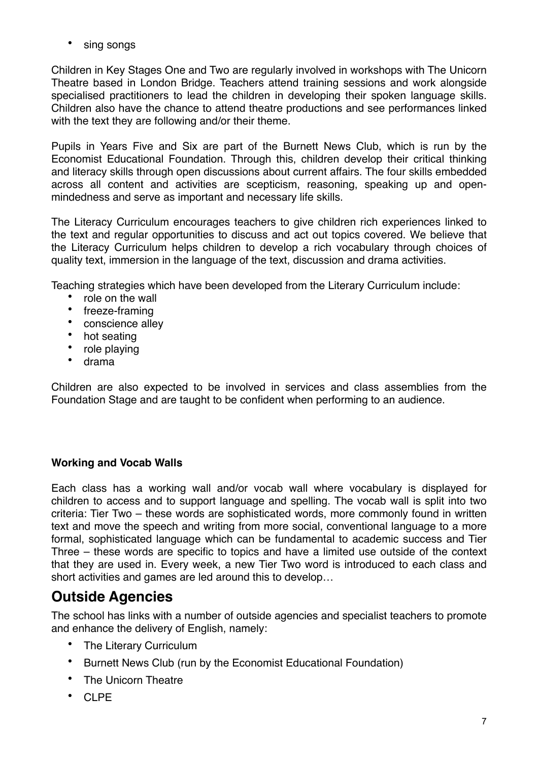- sing songs

Children in Key Stages One and Two are regularly involved in workshops with The Unicorn Theatre based in London Bridge. Teachers attend training sessions and work alongside specialised practitioners to lead the children in developing their spoken language skills. Children also have the chance to attend theatre productions and see performances linked with the text they are following and/or their theme.

Pupils in Years Five and Six are part of the Burnett News Club, which is run by the Economist Educational Foundation. Through this, children develop their critical thinking and literacy skills through open discussions about current affairs. The four skills embedded across all content and activities are scepticism, reasoning, speaking up and open-mindedness and serve as important and necessary life skills.

The Literacy Curriculum encourages teachers to give children rich experiences linked to the text and regular opportunities to discuss and act out topics covered. We believe that the Literacy Curriculum helps children to develop a rich vocabulary through choices of quality text, immersion in the language of the text, discussion and drama activities.

Teaching strategies which have been developed from the Literary Curriculum include:

- role on the wall
- freeze-framing
- conscience alley
- hot seating
- role playing
- drama

Children are also expected to be involved in services and class assemblies from the Foundation Stage and are taught to be confident when performing to an audience.

**Working and Vocab Walls**

Each class has a working wall and/or vocab wall where vocabulary is displayed for children to access and to support language and spelling. The vocab wall is split into two criteria: Tier Two – these words are sophisticated words, more commonly found in written text and move the speech and writing from more social, conventional language to a more formal, sophisticated language which can be fundamental to academic success and Tier Three – these words are specific to topics and have a limited use outside of the context that they are used in. Every week, a new Tier Two word is introduced to each class and short activities and games are led around this to develop…

## Outside Agencies

The school has links with a number of outside agencies and specialist teachers to promote and enhance the delivery of English, namely:

- The Literary Curriculum
- Burnett News Club (run by the Economist Educational Foundation)
- The Unicorn Theatre
- CLPE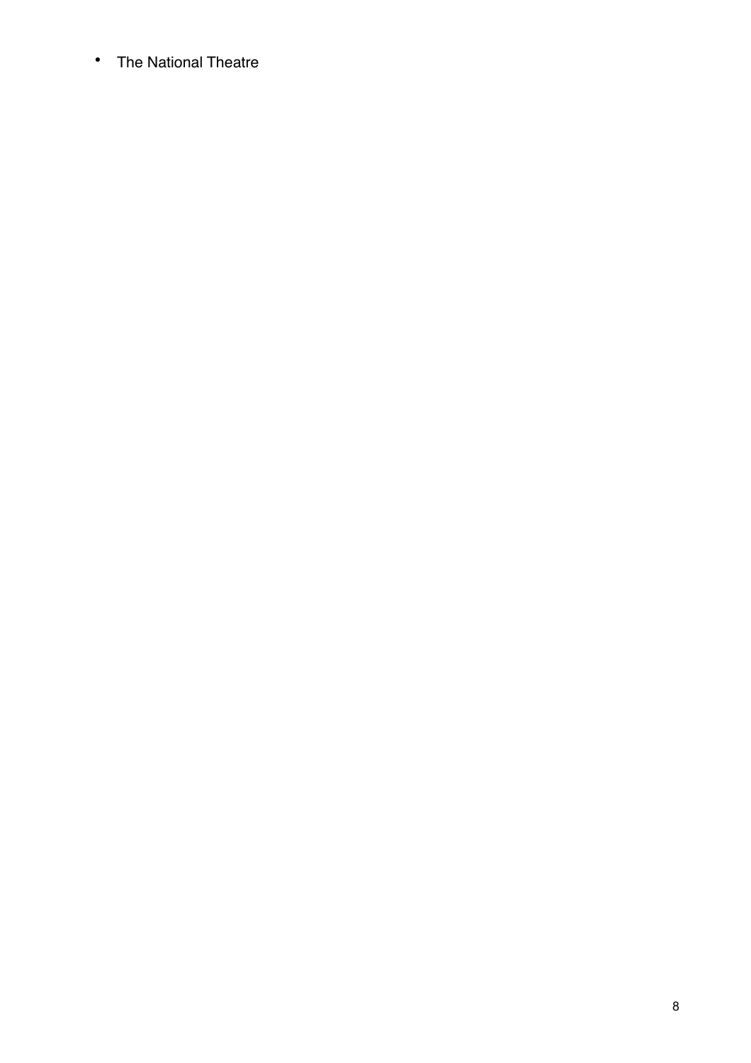- The National Theatre